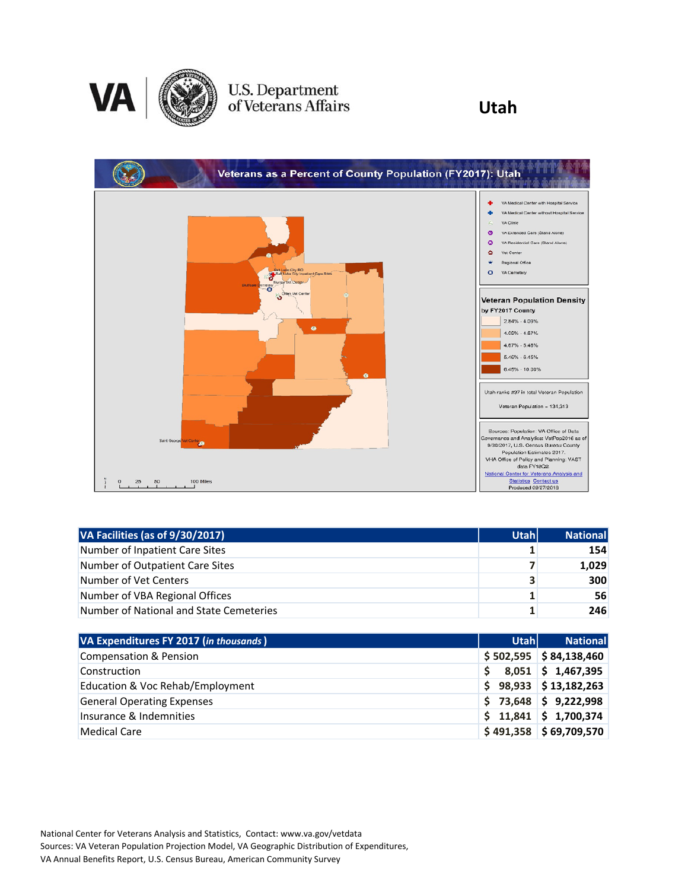# Utah

U.S. Department of Veterans Affairs

## Veterans as a Percent of County Population (FY2017): Utah

Utah ranks #37 in total Veteran Population

Veteran Population = 134,313

| VA Facilities (as of 9/30/2017) | Utah | National |
|---|---|---|
| Number of Inpatient Care Sites | 1 | 154 |
| Number of Outpatient Care Sites | 7 | 1,029 |
| Number of Vet Centers | 3 | 300 |
| Number of VBA Regional Offices | 1 | 56 |
| Number of National and State Cemeteries | 1 | 246 |

| VA Expenditures FY 2017 (*in thousands*) | Utah | National |
|---|---|---|
| Compensation & Pension | $ 502,595 | $ 84,138,460 |
| Construction | $ 8,051 | $ 1,467,395 |
| Education & Voc Rehab/Employment | $ 98,933 | $ 13,182,263 |
| General Operating Expenses | $ 73,648 | $ 9,222,998 |
| Insurance & Indemnities | $ 11,841 | $ 1,700,374 |
| Medical Care | $ 491,358 | $ 69,709,570 |

National Center for Veterans Analysis and Statistics, Contact: www.va.gov/vetdata
Sources: VA Veteran Population Projection Model, VA Geographic Distribution of Expenditures, VA Annual Benefits Report, U.S. Census Bureau, American Community Survey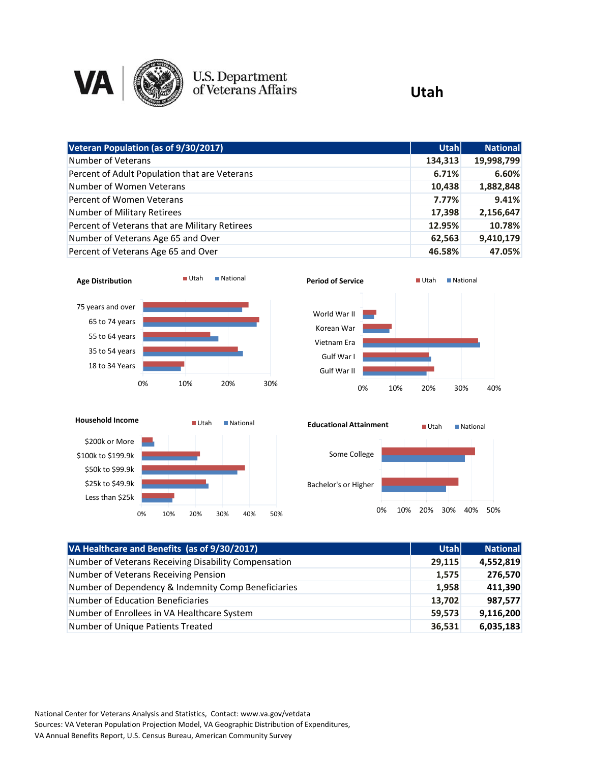# U.S. Department of Veterans Affairs

## Utah

| Veteran Population (as of 9/30/2017) | Utah | National |
|---|---|---|
| Number of Veterans | 134,313 | 19,998,799 |
| Percent of Adult Population that are Veterans | 6.71% | 6.60% |
| Number of Women Veterans | 10,438 | 1,882,848 |
| Percent of Women Veterans | 7.77% | 9.41% |
| Number of Military Retirees | 17,398 | 2,156,647 |
| Percent of Veterans that are Military Retirees | 12.95% | 10.78% |
| Number of Veterans Age 65 and Over | 62,563 | 9,410,179 |
| Percent of Veterans Age 65 and Over | 46.58% | 47.05% |

**Age Distribution** (Utah / National)

- 75 years and over
- 65 to 74 years
- 55 to 64 years
- 35 to 54 years
- 18 to 34 Years

**Period of Service** (Utah / National)

- World War II
- Korean War
- Vietnam Era
- Gulf War I
- Gulf War II

**Household Income** (Utah / National)

- $200k or More
- $100k to $199.9k
- $50k to $99.9k
- $25k to $49.9k
- Less than $25k

**Educational Attainment** (Utah / National)

- Some College
- Bachelor's or Higher

| VA Healthcare and Benefits (as of 9/30/2017) | Utah | National |
|---|---|---|
| Number of Veterans Receiving Disability Compensation | 29,115 | 4,552,819 |
| Number of Veterans Receiving Pension | 1,575 | 276,570 |
| Number of Dependency & Indemnity Comp Beneficiaries | 1,958 | 411,390 |
| Number of Education Beneficiaries | 13,702 | 987,577 |
| Number of Enrollees in VA Healthcare System | 59,573 | 9,116,200 |
| Number of Unique Patients Treated | 36,531 | 6,035,183 |

National Center for Veterans Analysis and Statistics, Contact: www.va.gov/vetdata
Sources: VA Veteran Population Projection Model, VA Geographic Distribution of Expenditures, VA Annual Benefits Report, U.S. Census Bureau, American Community Survey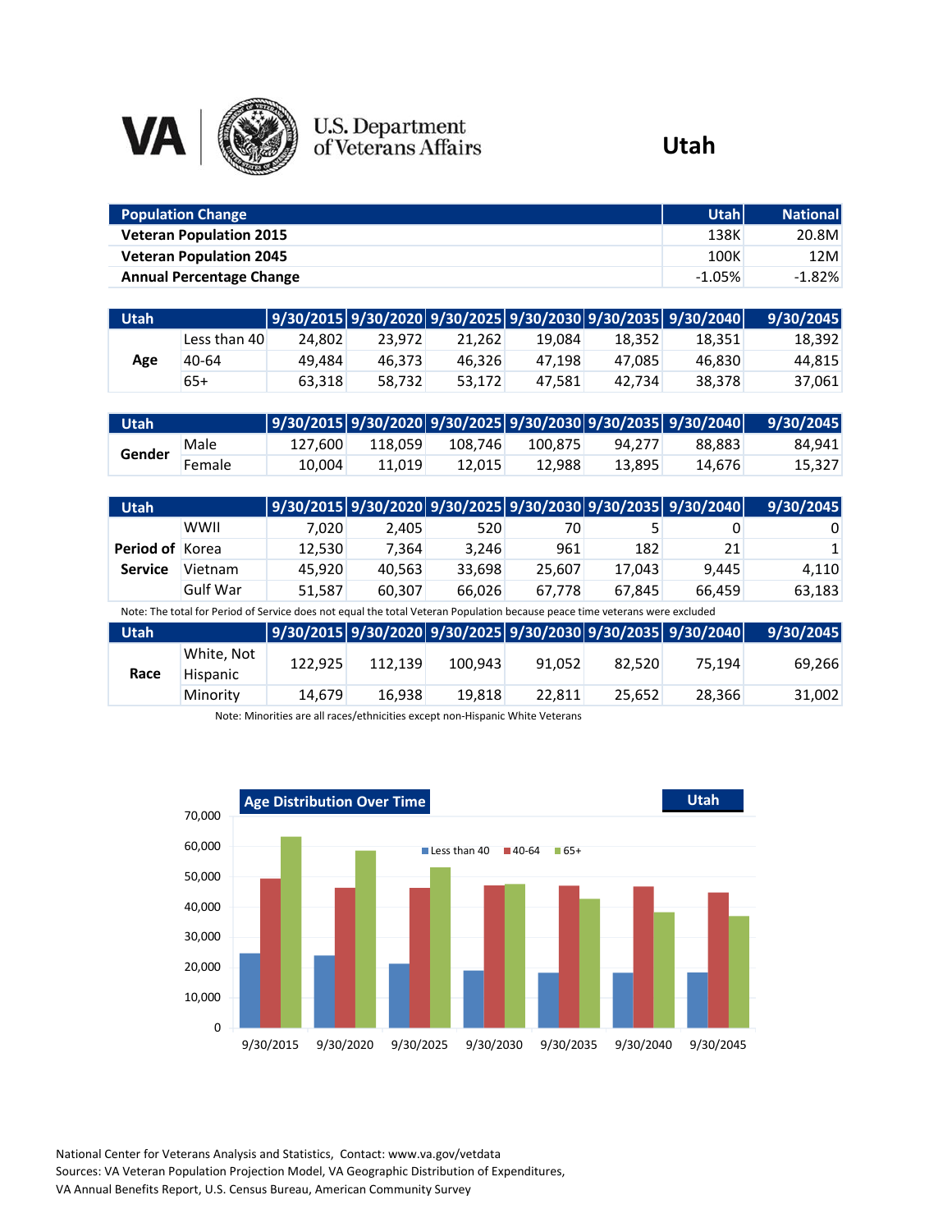VA | U.S. Department of Veterans Affairs

# Utah

| Population Change | Utah | National |
| --- | --- | --- |
| **Veteran Population 2015** | 138K | 20.8M |
| **Veteran Population 2045** | 100K | 12M |
| **Annual Percentage Change** | -1.05% | -1.82% |

| Utah | | 9/30/2015 | 9/30/2020 | 9/30/2025 | 9/30/2030 | 9/30/2035 | 9/30/2040 | 9/30/2045 |
| --- | --- | --- | --- | --- | --- | --- | --- | --- |
| **Age** | Less than 40 | 24,802 | 23,972 | 21,262 | 19,084 | 18,352 | 18,351 | 18,392 |
| | 40-64 | 49,484 | 46,373 | 46,326 | 47,198 | 47,085 | 46,830 | 44,815 |
| | 65+ | 63,318 | 58,732 | 53,172 | 47,581 | 42,734 | 38,378 | 37,061 |

| Utah | | 9/30/2015 | 9/30/2020 | 9/30/2025 | 9/30/2030 | 9/30/2035 | 9/30/2040 | 9/30/2045 |
| --- | --- | --- | --- | --- | --- | --- | --- | --- |
| **Gender** | Male | 127,600 | 118,059 | 108,746 | 100,875 | 94,277 | 88,883 | 84,941 |
| | Female | 10,004 | 11,019 | 12,015 | 12,988 | 13,895 | 14,676 | 15,327 |

| Utah | | 9/30/2015 | 9/30/2020 | 9/30/2025 | 9/30/2030 | 9/30/2035 | 9/30/2040 | 9/30/2045 |
| --- | --- | --- | --- | --- | --- | --- | --- | --- |
| **Period of Service** | WWII | 7,020 | 2,405 | 520 | 70 | 5 | 0 | 0 |
| | Korea | 12,530 | 7,364 | 3,246 | 961 | 182 | 21 | 1 |
| | Vietnam | 45,920 | 40,563 | 33,698 | 25,607 | 17,043 | 9,445 | 4,110 |
| | Gulf War | 51,587 | 60,307 | 66,026 | 67,778 | 67,845 | 66,459 | 63,183 |

Note: The total for Period of Service does not equal the total Veteran Population because peace time veterans were excluded

| Utah | | 9/30/2015 | 9/30/2020 | 9/30/2025 | 9/30/2030 | 9/30/2035 | 9/30/2040 | 9/30/2045 |
| --- | --- | --- | --- | --- | --- | --- | --- | --- |
| **Race** | White, Not Hispanic | 122,925 | 112,139 | 100,943 | 91,052 | 82,520 | 75,194 | 69,266 |
| | Minority | 14,679 | 16,938 | 19,818 | 22,811 | 25,652 | 28,366 | 31,002 |

Note: Minorities are all races/ethnicities except non-Hispanic White Veterans

Age Distribution Over Time

Utah

Less than 40
40-64
65+

70,000
60,000
50,000
40,000
30,000
20,000
10,000
0

9/30/2015
9/30/2020
9/30/2025
9/30/2030
9/30/2035
9/30/2040
9/30/2045

National Center for Veterans Analysis and Statistics, Contact: www.va.gov/vetdata
Sources: VA Veteran Population Projection Model, VA Geographic Distribution of Expenditures, VA Annual Benefits Report, U.S. Census Bureau, American Community Survey